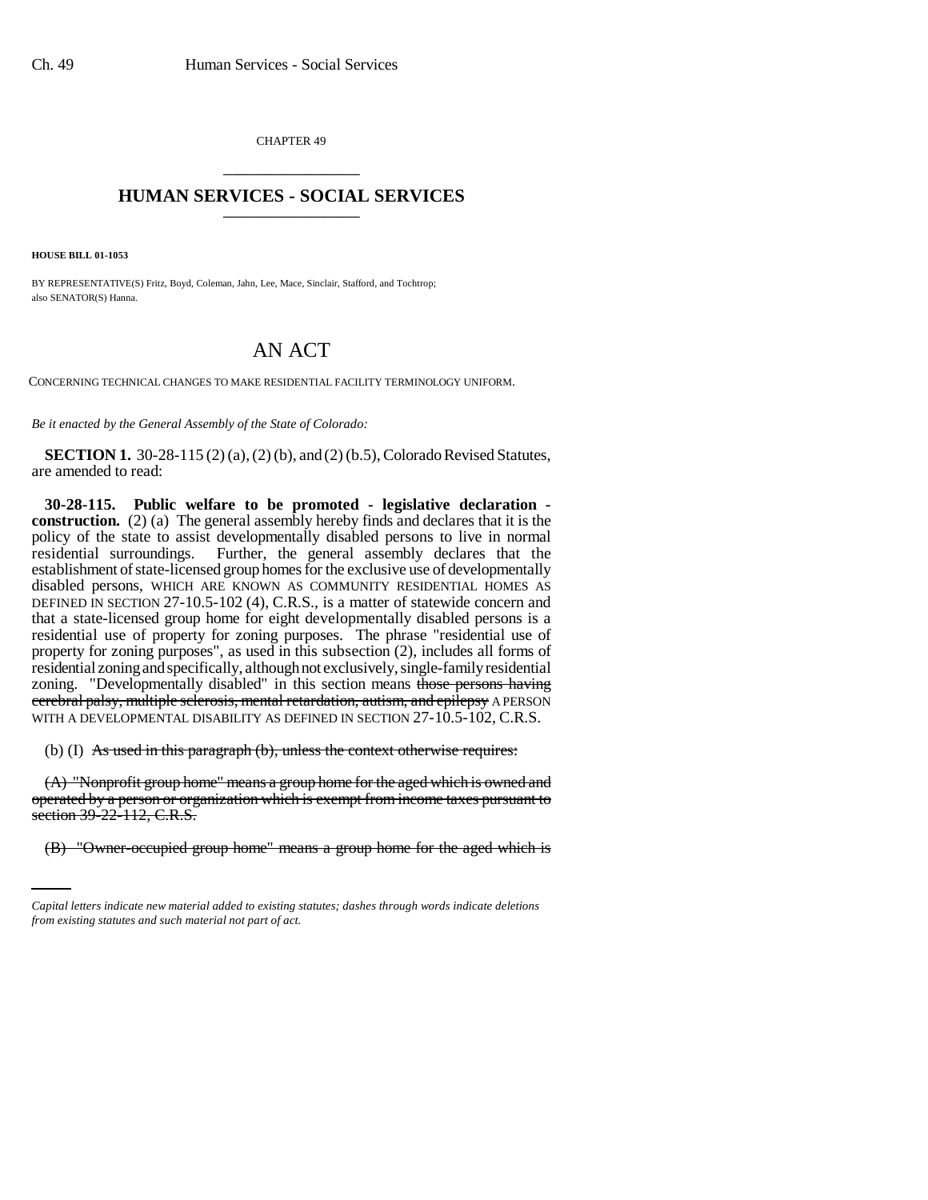CHAPTER 49

# HUMAN SERVICES - SOCIAL SERVICES

**HOUSE BILL 01-1053**

BY REPRESENTATIVE(S) Fritz, Boyd, Coleman, Jahn, Lee, Mace, Sinclair, Stafford, and Tochtrop; also SENATOR(S) Hanna.

# AN ACT

CONCERNING TECHNICAL CHANGES TO MAKE RESIDENTIAL FACILITY TERMINOLOGY UNIFORM.

*Be it enacted by the General Assembly of the State of Colorado:*

**SECTION 1.** 30-28-115 (2) (a), (2) (b), and (2) (b.5), Colorado Revised Statutes, are amended to read:

**30-28-115. Public welfare to be promoted - legislative declaration - construction.** (2) (a) The general assembly hereby finds and declares that it is the policy of the state to assist developmentally disabled persons to live in normal residential surroundings. Further, the general assembly declares that the establishment of state-licensed group homes for the exclusive use of developmentally disabled persons, WHICH ARE KNOWN AS COMMUNITY RESIDENTIAL HOMES AS DEFINED IN SECTION 27-10.5-102 (4), C.R.S., is a matter of statewide concern and that a state-licensed group home for eight developmentally disabled persons is a residential use of property for zoning purposes. The phrase "residential use of property for zoning purposes", as used in this subsection (2), includes all forms of residential zoning and specifically, although not exclusively, single-family residential zoning. "Developmentally disabled" in this section means ~~those persons having cerebral palsy, multiple sclerosis, mental retardation, autism, and epilepsy~~ A PERSON WITH A DEVELOPMENTAL DISABILITY AS DEFINED IN SECTION 27-10.5-102, C.R.S.

(b) (I) ~~As used in this paragraph (b), unless the context otherwise requires:~~

~~(A) "Nonprofit group home" means a group home for the aged which is owned and operated by a person or organization which is exempt from income taxes pursuant to section 39-22-112, C.R.S.~~

~~(B) "Owner-occupied group home" means a group home for the aged which is~~

*Capital letters indicate new material added to existing statutes; dashes through words indicate deletions from existing statutes and such material not part of act.*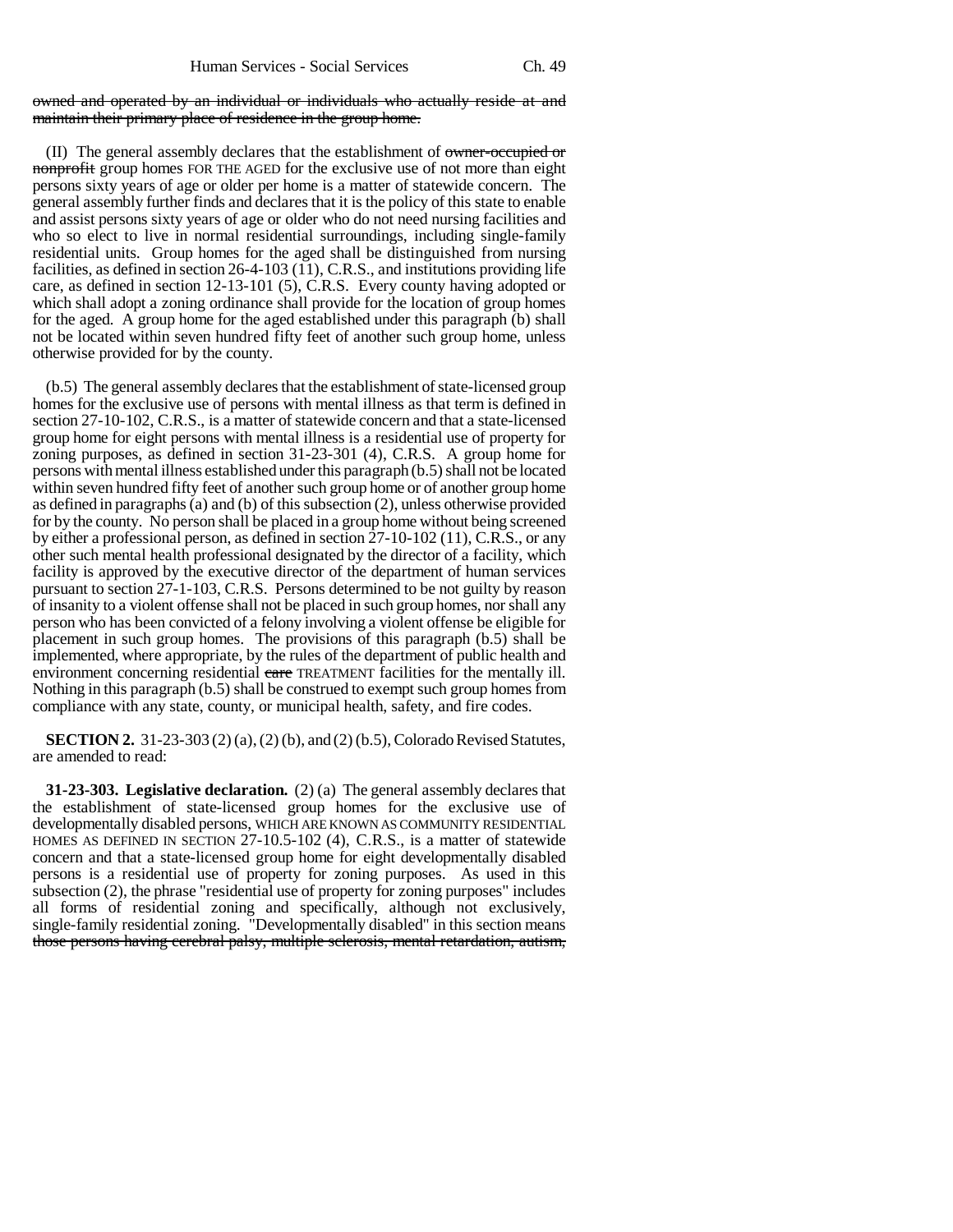owned and operated by an individual or individuals who actually reside at and maintain their primary place of residence in the group home.

(II) The general assembly declares that the establishment of owner-occupied or nonprofit group homes FOR THE AGED for the exclusive use of not more than eight persons sixty years of age or older per home is a matter of statewide concern. The general assembly further finds and declares that it is the policy of this state to enable and assist persons sixty years of age or older who do not need nursing facilities and who so elect to live in normal residential surroundings, including single-family residential units. Group homes for the aged shall be distinguished from nursing facilities, as defined in section 26-4-103 (11), C.R.S., and institutions providing life care, as defined in section 12-13-101 (5), C.R.S. Every county having adopted or which shall adopt a zoning ordinance shall provide for the location of group homes for the aged. A group home for the aged established under this paragraph (b) shall not be located within seven hundred fifty feet of another such group home, unless otherwise provided for by the county.

(b.5) The general assembly declares that the establishment of state-licensed group homes for the exclusive use of persons with mental illness as that term is defined in section 27-10-102, C.R.S., is a matter of statewide concern and that a state-licensed group home for eight persons with mental illness is a residential use of property for zoning purposes, as defined in section 31-23-301 (4), C.R.S. A group home for persons with mental illness established under this paragraph (b.5) shall not be located within seven hundred fifty feet of another such group home or of another group home as defined in paragraphs (a) and (b) of this subsection (2), unless otherwise provided for by the county. No person shall be placed in a group home without being screened by either a professional person, as defined in section 27-10-102 (11), C.R.S., or any other such mental health professional designated by the director of a facility, which facility is approved by the executive director of the department of human services pursuant to section 27-1-103, C.R.S. Persons determined to be not guilty by reason of insanity to a violent offense shall not be placed in such group homes, nor shall any person who has been convicted of a felony involving a violent offense be eligible for placement in such group homes. The provisions of this paragraph (b.5) shall be implemented, where appropriate, by the rules of the department of public health and environment concerning residential care TREATMENT facilities for the mentally ill. Nothing in this paragraph (b.5) shall be construed to exempt such group homes from compliance with any state, county, or municipal health, safety, and fire codes.

**SECTION 2.** 31-23-303 (2) (a), (2) (b), and (2) (b.5), Colorado Revised Statutes, are amended to read:

**31-23-303. Legislative declaration.** (2) (a) The general assembly declares that the establishment of state-licensed group homes for the exclusive use of developmentally disabled persons, WHICH ARE KNOWN AS COMMUNITY RESIDENTIAL HOMES AS DEFINED IN SECTION 27-10.5-102 (4), C.R.S., is a matter of statewide concern and that a state-licensed group home for eight developmentally disabled persons is a residential use of property for zoning purposes. As used in this subsection (2), the phrase "residential use of property for zoning purposes" includes all forms of residential zoning and specifically, although not exclusively, single-family residential zoning. "Developmentally disabled" in this section means those persons having cerebral palsy, multiple sclerosis, mental retardation, autism,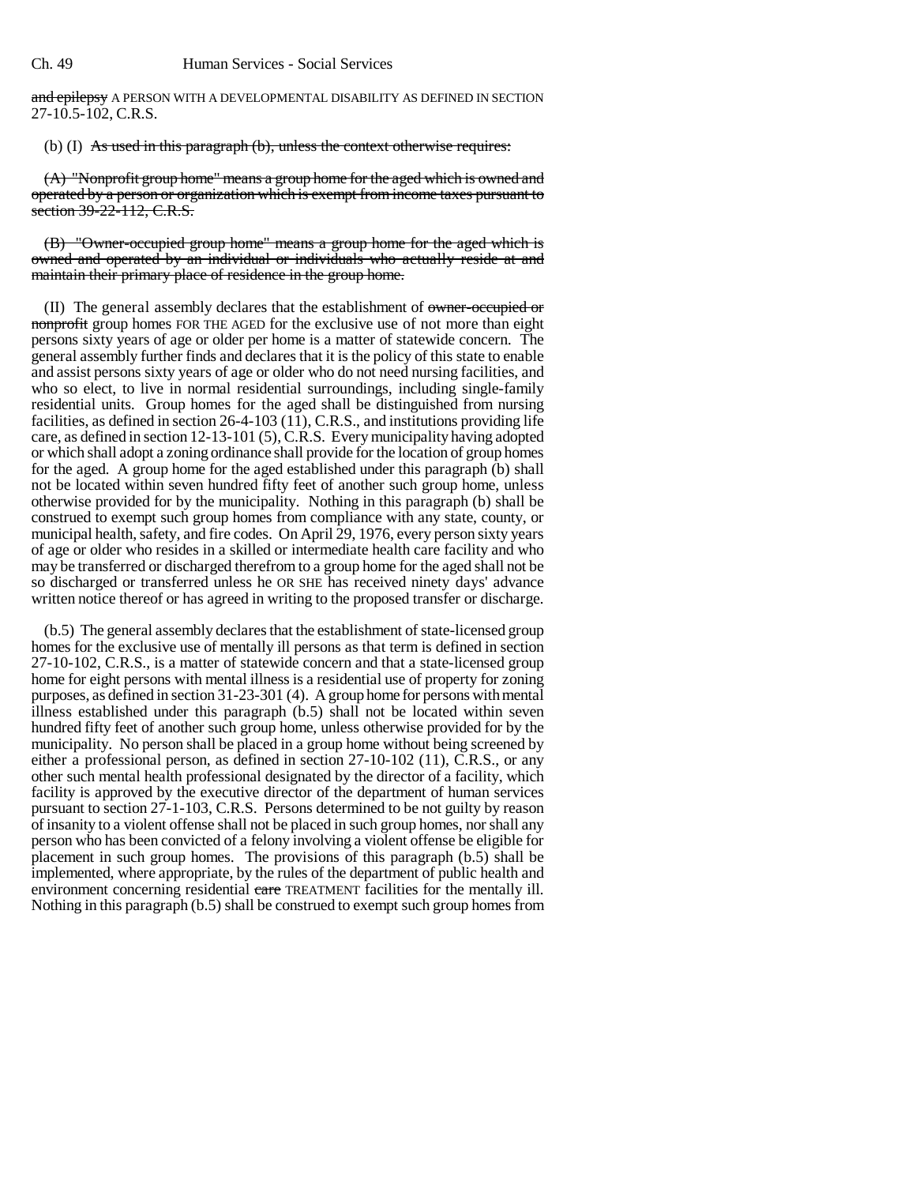and epilepsy A PERSON WITH A DEVELOPMENTAL DISABILITY AS DEFINED IN SECTION 27-10.5-102, C.R.S.

(b) (I) As used in this paragraph (b), unless the context otherwise requires:

(A) "Nonprofit group home" means a group home for the aged which is owned and operated by a person or organization which is exempt from income taxes pursuant to section 39-22-112, C.R.S.

(B) "Owner-occupied group home" means a group home for the aged which is owned and operated by an individual or individuals who actually reside at and maintain their primary place of residence in the group home.

(II) The general assembly declares that the establishment of owner-occupied or nonprofit group homes FOR THE AGED for the exclusive use of not more than eight persons sixty years of age or older per home is a matter of statewide concern. The general assembly further finds and declares that it is the policy of this state to enable and assist persons sixty years of age or older who do not need nursing facilities, and who so elect, to live in normal residential surroundings, including single-family residential units. Group homes for the aged shall be distinguished from nursing facilities, as defined in section 26-4-103 (11), C.R.S., and institutions providing life care, as defined in section 12-13-101 (5), C.R.S. Every municipality having adopted or which shall adopt a zoning ordinance shall provide for the location of group homes for the aged. A group home for the aged established under this paragraph (b) shall not be located within seven hundred fifty feet of another such group home, unless otherwise provided for by the municipality. Nothing in this paragraph (b) shall be construed to exempt such group homes from compliance with any state, county, or municipal health, safety, and fire codes. On April 29, 1976, every person sixty years of age or older who resides in a skilled or intermediate health care facility and who may be transferred or discharged therefrom to a group home for the aged shall not be so discharged or transferred unless he OR SHE has received ninety days' advance written notice thereof or has agreed in writing to the proposed transfer or discharge.

(b.5) The general assembly declares that the establishment of state-licensed group homes for the exclusive use of mentally ill persons as that term is defined in section 27-10-102, C.R.S., is a matter of statewide concern and that a state-licensed group home for eight persons with mental illness is a residential use of property for zoning purposes, as defined in section 31-23-301 (4). A group home for persons with mental illness established under this paragraph (b.5) shall not be located within seven hundred fifty feet of another such group home, unless otherwise provided for by the municipality. No person shall be placed in a group home without being screened by either a professional person, as defined in section 27-10-102 (11), C.R.S., or any other such mental health professional designated by the director of a facility, which facility is approved by the executive director of the department of human services pursuant to section 27-1-103, C.R.S. Persons determined to be not guilty by reason of insanity to a violent offense shall not be placed in such group homes, nor shall any person who has been convicted of a felony involving a violent offense be eligible for placement in such group homes. The provisions of this paragraph (b.5) shall be implemented, where appropriate, by the rules of the department of public health and environment concerning residential care TREATMENT facilities for the mentally ill. Nothing in this paragraph (b.5) shall be construed to exempt such group homes from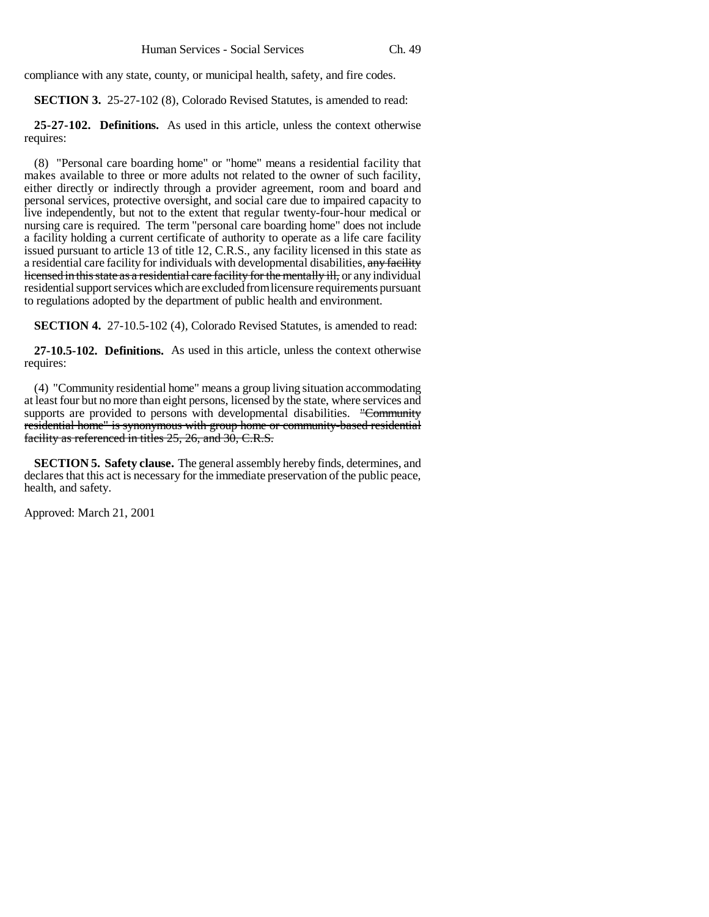compliance with any state, county, or municipal health, safety, and fire codes.

**SECTION 3.** 25-27-102 (8), Colorado Revised Statutes, is amended to read:

**25-27-102. Definitions.** As used in this article, unless the context otherwise requires:

(8) "Personal care boarding home" or "home" means a residential facility that makes available to three or more adults not related to the owner of such facility, either directly or indirectly through a provider agreement, room and board and personal services, protective oversight, and social care due to impaired capacity to live independently, but not to the extent that regular twenty-four-hour medical or nursing care is required. The term "personal care boarding home" does not include a facility holding a current certificate of authority to operate as a life care facility issued pursuant to article 13 of title 12, C.R.S., any facility licensed in this state as a residential care facility for individuals with developmental disabilities, ~~any facility licensed in this state as a residential care facility for the mentally ill,~~ or any individual residential support services which are excluded from licensure requirements pursuant to regulations adopted by the department of public health and environment.

**SECTION 4.** 27-10.5-102 (4), Colorado Revised Statutes, is amended to read:

**27-10.5-102. Definitions.** As used in this article, unless the context otherwise requires:

(4) "Community residential home" means a group living situation accommodating at least four but no more than eight persons, licensed by the state, where services and supports are provided to persons with developmental disabilities. ~~"Community residential home" is synonymous with group home or community-based residential facility as referenced in titles 25, 26, and 30, C.R.S.~~

**SECTION 5. Safety clause.** The general assembly hereby finds, determines, and declares that this act is necessary for the immediate preservation of the public peace, health, and safety.

Approved: March 21, 2001